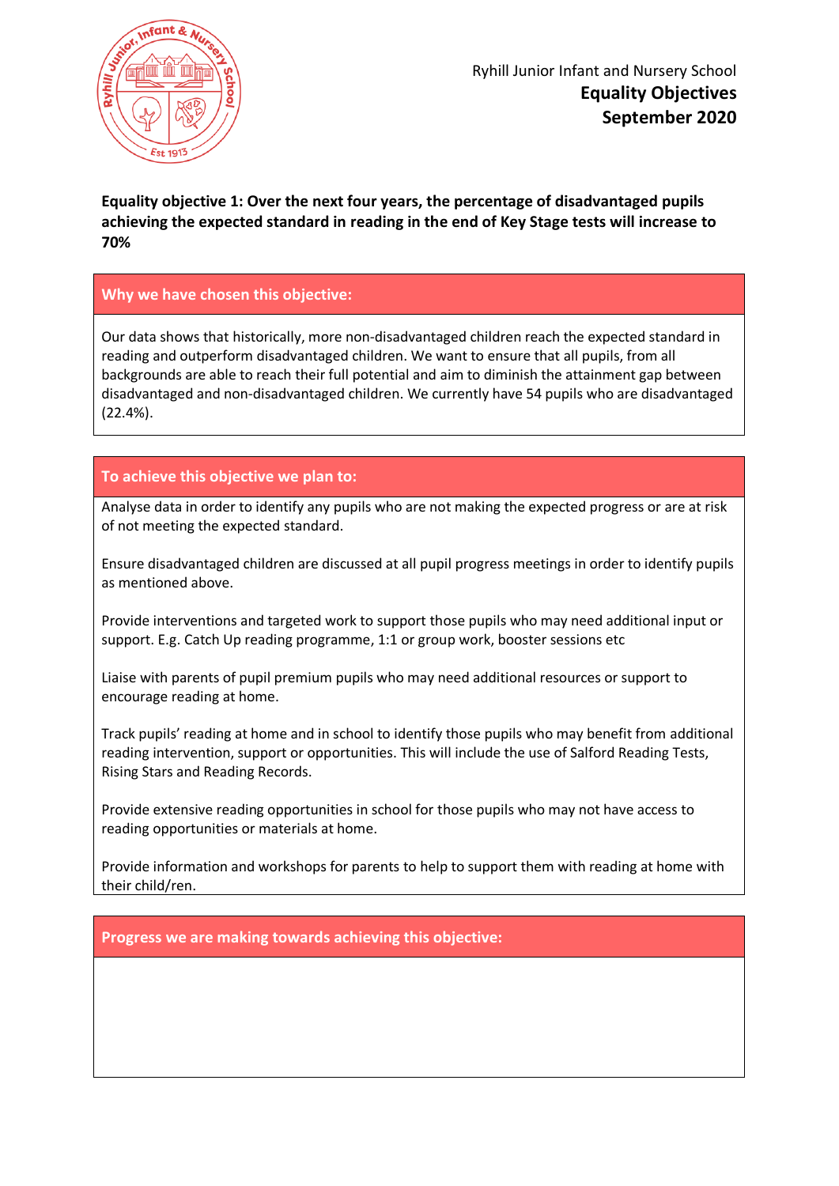Ryhill Junior Infant and Nursery School

**Equality Objectives**

**September 2020**

**Equality objective 1: Over the next four years, the percentage of disadvantaged pupils achieving the expected standard in reading in the end of Key Stage tests will increase to 70%**

### Why we have chosen this objective:

Our data shows that historically, more non-disadvantaged children reach the expected standard in reading and outperform disadvantaged children. We want to ensure that all pupils, from all backgrounds are able to reach their full potential and aim to diminish the attainment gap between disadvantaged and non-disadvantaged children. We currently have 54 pupils who are disadvantaged (22.4%).

### To achieve this objective we plan to:

Analyse data in order to identify any pupils who are not making the expected progress or are at risk of not meeting the expected standard.

Ensure disadvantaged children are discussed at all pupil progress meetings in order to identify pupils as mentioned above.

Provide interventions and targeted work to support those pupils who may need additional input or support. E.g. Catch Up reading programme, 1:1 or group work, booster sessions etc

Liaise with parents of pupil premium pupils who may need additional resources or support to encourage reading at home.

Track pupils' reading at home and in school to identify those pupils who may benefit from additional reading intervention, support or opportunities. This will include the use of Salford Reading Tests, Rising Stars and Reading Records.

Provide extensive reading opportunities in school for those pupils who may not have access to reading opportunities or materials at home.

Provide information and workshops for parents to help to support them with reading at home with their child/ren.

### Progress we are making towards achieving this objective: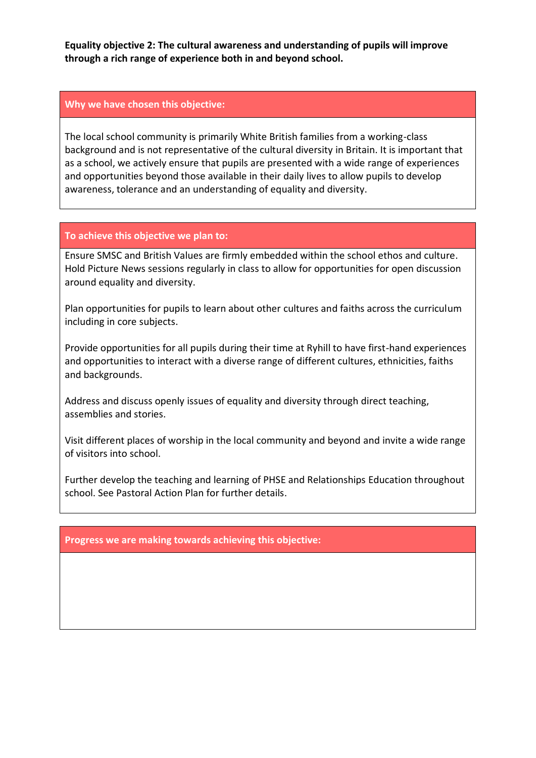**Equality objective 2: The cultural awareness and understanding of pupils will improve through a rich range of experience both in and beyond school.**

**Why we have chosen this objective:**

The local school community is primarily White British families from a working-class background and is not representative of the cultural diversity in Britain. It is important that as a school, we actively ensure that pupils are presented with a wide range of experiences and opportunities beyond those available in their daily lives to allow pupils to develop awareness, tolerance and an understanding of equality and diversity.

**To achieve this objective we plan to:**

Ensure SMSC and British Values are firmly embedded within the school ethos and culture. Hold Picture News sessions regularly in class to allow for opportunities for open discussion around equality and diversity.

Plan opportunities for pupils to learn about other cultures and faiths across the curriculum including in core subjects.

Provide opportunities for all pupils during their time at Ryhill to have first-hand experiences and opportunities to interact with a diverse range of different cultures, ethnicities, faiths and backgrounds.

Address and discuss openly issues of equality and diversity through direct teaching, assemblies and stories.

Visit different places of worship in the local community and beyond and invite a wide range of visitors into school.

Further develop the teaching and learning of PHSE and Relationships Education throughout school. See Pastoral Action Plan for further details.

**Progress we are making towards achieving this objective:**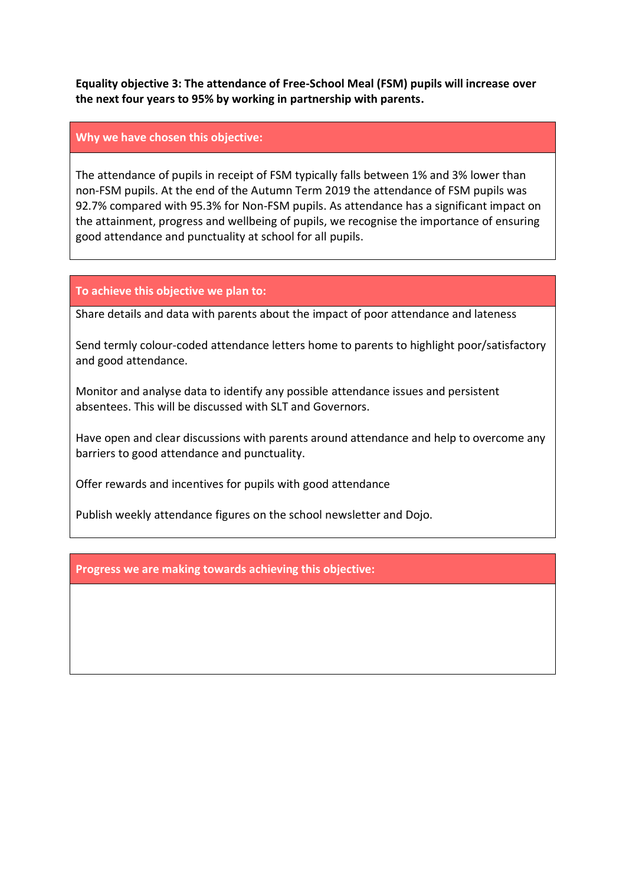**Equality objective 3: The attendance of Free-School Meal (FSM) pupils will increase over the next four years to 95% by working in partnership with parents.**

### Why we have chosen this objective:

The attendance of pupils in receipt of FSM typically falls between 1% and 3% lower than non-FSM pupils. At the end of the Autumn Term 2019 the attendance of FSM pupils was 92.7% compared with 95.3% for Non-FSM pupils. As attendance has a significant impact on the attainment, progress and wellbeing of pupils, we recognise the importance of ensuring good attendance and punctuality at school for all pupils.

### To achieve this objective we plan to:

Share details and data with parents about the impact of poor attendance and lateness

Send termly colour-coded attendance letters home to parents to highlight poor/satisfactory and good attendance.

Monitor and analyse data to identify any possible attendance issues and persistent absentees. This will be discussed with SLT and Governors.

Have open and clear discussions with parents around attendance and help to overcome any barriers to good attendance and punctuality.

Offer rewards and incentives for pupils with good attendance

Publish weekly attendance figures on the school newsletter and Dojo.

### Progress we are making towards achieving this objective: